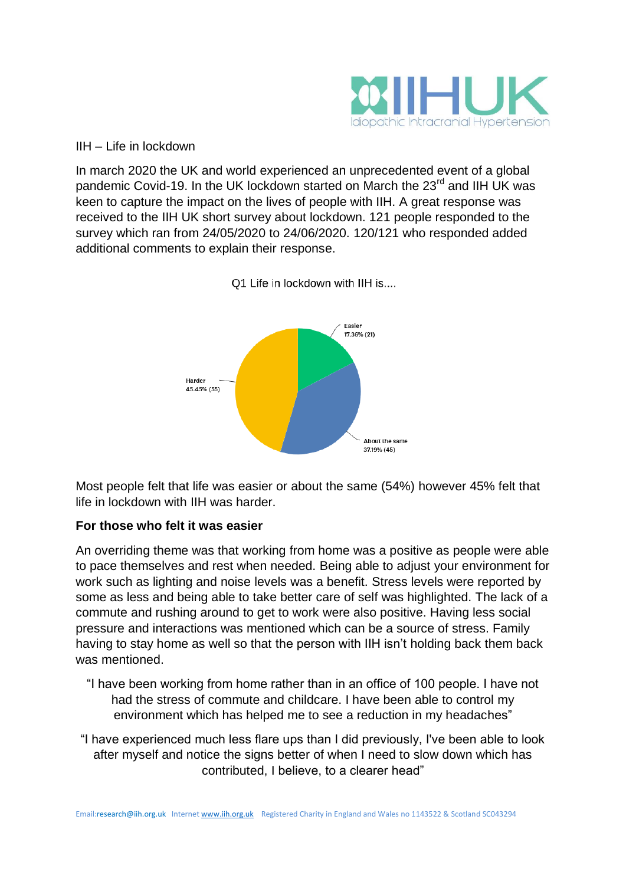IIH – Life in lockdown

In march 2020 the UK and world experienced an unprecedented event of a global pandemic Covid-19. In the UK lockdown started on March the 23rd and IIH UK was keen to capture the impact on the lives of people with IIH. A great response was received to the IIH UK short survey about lockdown. 121 people responded to the survey which ran from 24/05/2020 to 24/06/2020. 120/121 who responded added additional comments to explain their response.

Q1 Life in lockdown with IIH is....

Easier
17.36% (21)

Harder
45.45% (55)

About the same
37.19% (45)

Most people felt that life was easier or about the same (54%) however 45% felt that life in lockdown with IIH was harder.

**For those who felt it was easier**

An overriding theme was that working from home was a positive as people were able to pace themselves and rest when needed. Being able to adjust your environment for work such as lighting and noise levels was a benefit. Stress levels were reported by some as less and being able to take better care of self was highlighted. The lack of a commute and rushing around to get to work were also positive. Having less social pressure and interactions was mentioned which can be a source of stress. Family having to stay home as well so that the person with IIH isn't holding back them back was mentioned.

"I have been working from home rather than in an office of 100 people. I have not had the stress of commute and childcare. I have been able to control my environment which has helped me to see a reduction in my headaches"

"I have experienced much less flare ups than I did previously, I've been able to look after myself and notice the signs better of when I need to slow down which has contributed, I believe, to a clearer head"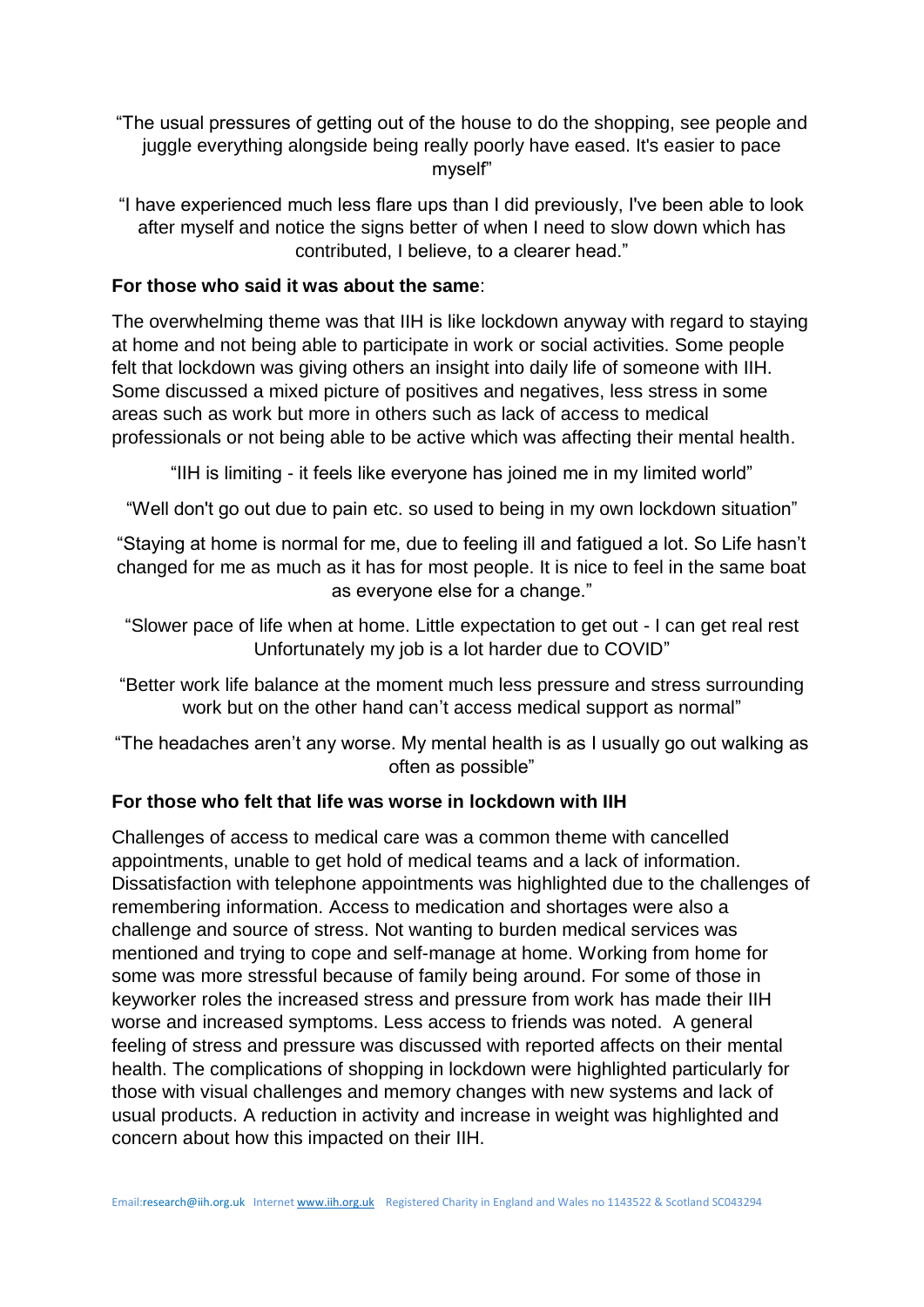"The usual pressures of getting out of the house to do the shopping, see people and juggle everything alongside being really poorly have eased. It's easier to pace myself"

"I have experienced much less flare ups than I did previously, I've been able to look after myself and notice the signs better of when I need to slow down which has contributed, I believe, to a clearer head."

**For those who said it was about the same**:

The overwhelming theme was that IIH is like lockdown anyway with regard to staying at home and not being able to participate in work or social activities. Some people felt that lockdown was giving others an insight into daily life of someone with IIH. Some discussed a mixed picture of positives and negatives, less stress in some areas such as work but more in others such as lack of access to medical professionals or not being able to be active which was affecting their mental health.

"IIH is limiting - it feels like everyone has joined me in my limited world"

"Well don't go out due to pain etc. so used to being in my own lockdown situation"

"Staying at home is normal for me, due to feeling ill and fatigued a lot. So Life hasn't changed for me as much as it has for most people. It is nice to feel in the same boat as everyone else for a change."

"Slower pace of life when at home. Little expectation to get out - I can get real rest Unfortunately my job is a lot harder due to COVID"

"Better work life balance at the moment much less pressure and stress surrounding work but on the other hand can't access medical support as normal"

"The headaches aren't any worse. My mental health is as I usually go out walking as often as possible"

**For those who felt that life was worse in lockdown with IIH**

Challenges of access to medical care was a common theme with cancelled appointments, unable to get hold of medical teams and a lack of information. Dissatisfaction with telephone appointments was highlighted due to the challenges of remembering information. Access to medication and shortages were also a challenge and source of stress. Not wanting to burden medical services was mentioned and trying to cope and self-manage at home. Working from home for some was more stressful because of family being around. For some of those in keyworker roles the increased stress and pressure from work has made their IIH worse and increased symptoms. Less access to friends was noted. A general feeling of stress and pressure was discussed with reported affects on their mental health. The complications of shopping in lockdown were highlighted particularly for those with visual challenges and memory changes with new systems and lack of usual products. A reduction in activity and increase in weight was highlighted and concern about how this impacted on their IIH.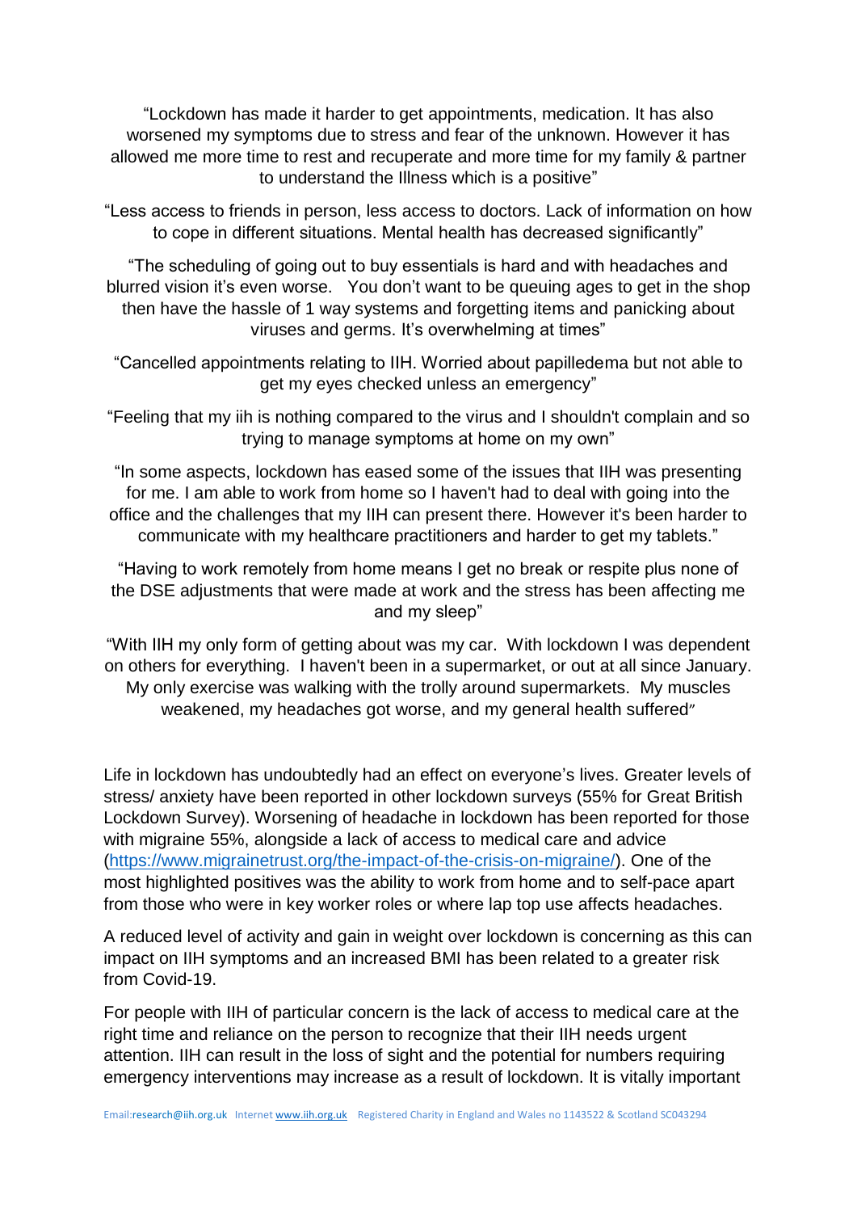"Lockdown has made it harder to get appointments, medication. It has also worsened my symptoms due to stress and fear of the unknown. However it has allowed me more time to rest and recuperate and more time for my family & partner to understand the Illness which is a positive"

"Less access to friends in person, less access to doctors. Lack of information on how to cope in different situations. Mental health has decreased significantly"

"The scheduling of going out to buy essentials is hard and with headaches and blurred vision it's even worse. You don't want to be queuing ages to get in the shop then have the hassle of 1 way systems and forgetting items and panicking about viruses and germs. It's overwhelming at times"

"Cancelled appointments relating to IIH. Worried about papilledema but not able to get my eyes checked unless an emergency"

"Feeling that my iih is nothing compared to the virus and I shouldn't complain and so trying to manage symptoms at home on my own"

"In some aspects, lockdown has eased some of the issues that IIH was presenting for me. I am able to work from home so I haven't had to deal with going into the office and the challenges that my IIH can present there. However it's been harder to communicate with my healthcare practitioners and harder to get my tablets."

"Having to work remotely from home means I get no break or respite plus none of the DSE adjustments that were made at work and the stress has been affecting me and my sleep"

"With IIH my only form of getting about was my car. With lockdown I was dependent on others for everything. I haven't been in a supermarket, or out at all since January. My only exercise was walking with the trolly around supermarkets. My muscles weakened, my headaches got worse, and my general health suffered"

Life in lockdown has undoubtedly had an effect on everyone's lives. Greater levels of stress/ anxiety have been reported in other lockdown surveys (55% for Great British Lockdown Survey). Worsening of headache in lockdown has been reported for those with migraine 55%, alongside a lack of access to medical care and advice (https://www.migrainetrust.org/the-impact-of-the-crisis-on-migraine/). One of the most highlighted positives was the ability to work from home and to self-pace apart from those who were in key worker roles or where lap top use affects headaches.

A reduced level of activity and gain in weight over lockdown is concerning as this can impact on IIH symptoms and an increased BMI has been related to a greater risk from Covid-19.

For people with IIH of particular concern is the lack of access to medical care at the right time and reliance on the person to recognize that their IIH needs urgent attention. IIH can result in the loss of sight and the potential for numbers requiring emergency interventions may increase as a result of lockdown. It is vitally important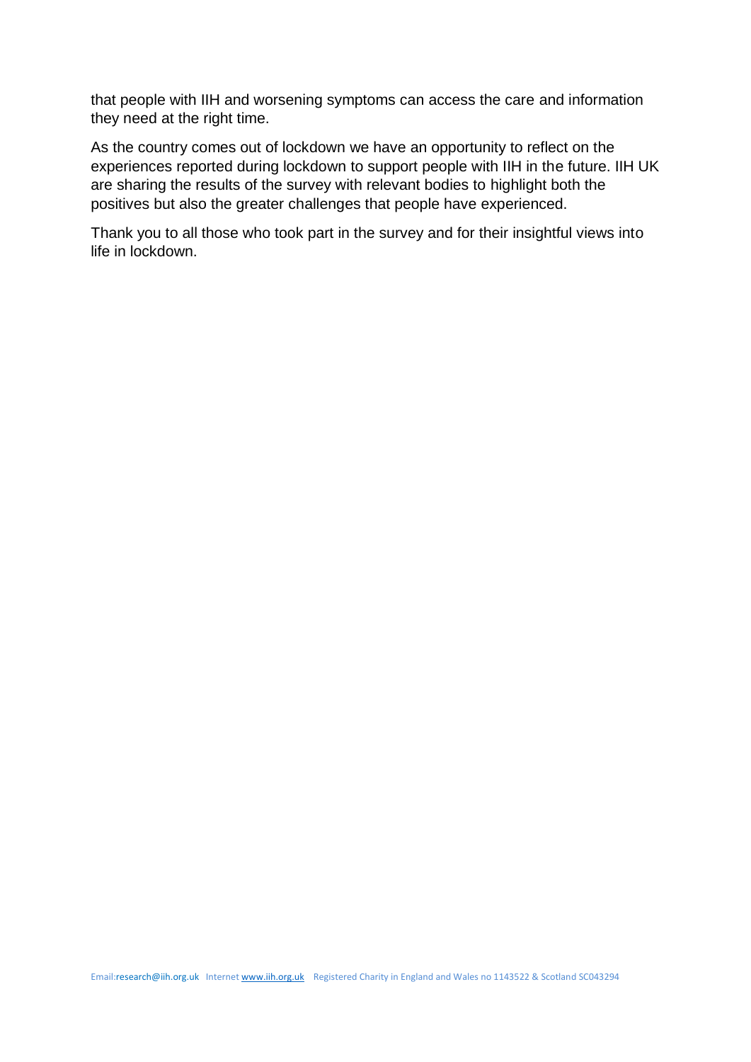that people with IIH and worsening symptoms can access the care and information they need at the right time.

As the country comes out of lockdown we have an opportunity to reflect on the experiences reported during lockdown to support people with IIH in the future. IIH UK are sharing the results of the survey with relevant bodies to highlight both the positives but also the greater challenges that people have experienced.

Thank you to all those who took part in the survey and for their insightful views into life in lockdown.